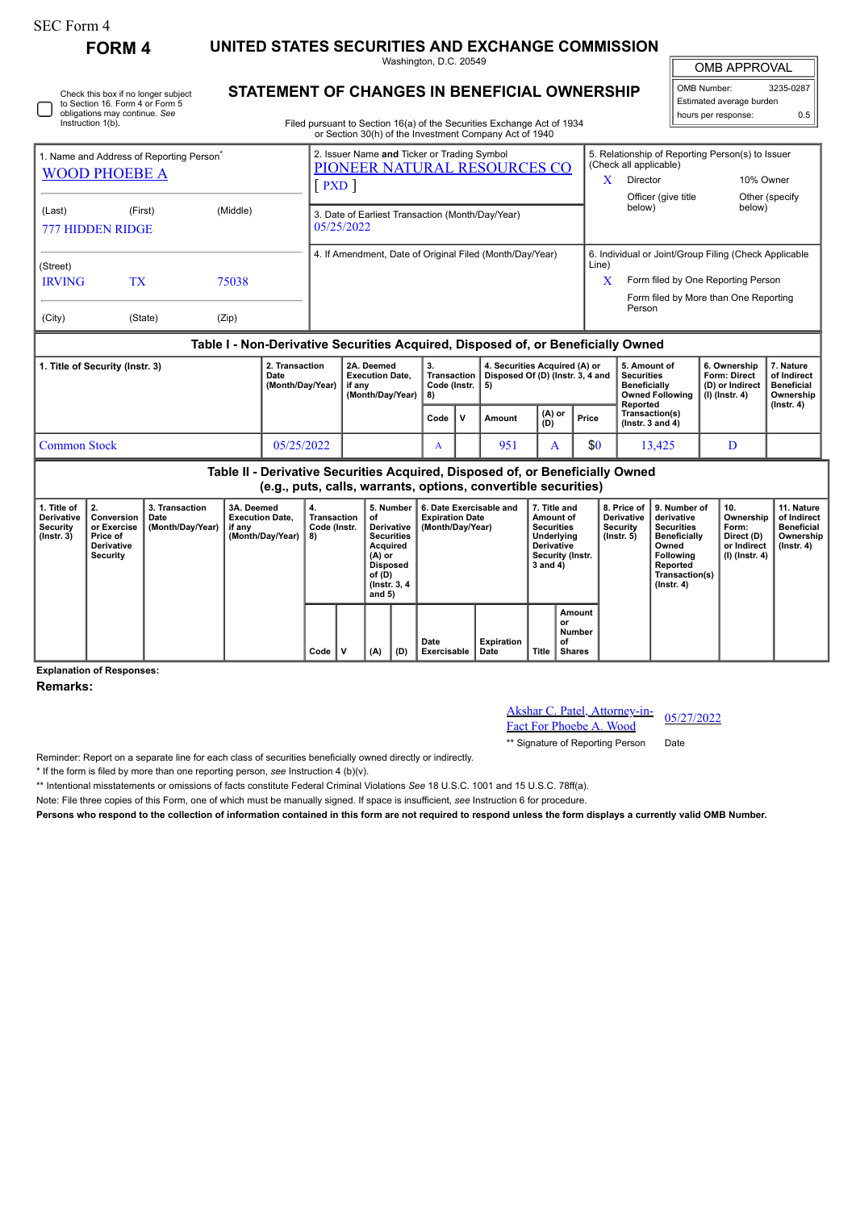SEC Form 4

**FORM 4**

# UNITED STATES SECURITIES AND EXCHANGE COMMISSION

Washington, D.C. 20549

## STATEMENT OF CHANGES IN BENEFICIAL OWNERSHIP

Filed pursuant to Section 16(a) of the Securities Exchange Act of 1934 or Section 30(h) of the Investment Company Act of 1940

| OMB APPROVAL | |
|---|---|
| OMB Number: | 3235-0287 |
| Estimated average burden hours per response: | 0.5 |

☐ Check this box if no longer subject to Section 16. Form 4 or Form 5 obligations may continue. *See* Instruction 1(b).

1. Name and Address of Reporting Person*
WOOD PHOEBE A

(Last) (First) (Middle)
777 HIDDEN RIDGE

(Street)
IRVING TX 75038

(City) (State) (Zip)

2. Issuer Name **and** Ticker or Trading Symbol
PIONEER NATURAL RESOURCES CO [ PXD ]

3. Date of Earliest Transaction (Month/Day/Year)
05/25/2022

4. If Amendment, Date of Original Filed (Month/Day/Year)

5. Relationship of Reporting Person(s) to Issuer (Check all applicable)
X Director
10% Owner
Officer (give title below)
Other (specify below)

6. Individual or Joint/Group Filing (Check Applicable Line)
X Form filed by One Reporting Person
Form filed by More than One Reporting Person

### Table I - Non-Derivative Securities Acquired, Disposed of, or Beneficially Owned

| 1. Title of Security (Instr. 3) | 2. Transaction Date (Month/Day/Year) | 2A. Deemed Execution Date, if any (Month/Day/Year) | 3. Transaction Code (Instr. 8) | | 4. Securities Acquired (A) or Disposed Of (D) (Instr. 3, 4 and 5) | | | 5. Amount of Securities Beneficially Owned Following Reported Transaction(s) (Instr. 3 and 4) | 6. Ownership Form: Direct (D) or Indirect (I) (Instr. 4) | 7. Nature of Indirect Beneficial Ownership (Instr. 4) |
|---|---|---|---|---|---|---|---|---|---|---|
| | | | Code | V | Amount | (A) or (D) | Price | | | |
| Common Stock | 05/25/2022 | | A | | 951 | A | $0 | 13,425 | D | |

### Table II - Derivative Securities Acquired, Disposed of, or Beneficially Owned (e.g., puts, calls, warrants, options, convertible securities)

| 1. Title of Derivative Security (Instr. 3) | 2. Conversion or Exercise Price of Derivative Security | 3. Transaction Date (Month/Day/Year) | 3A. Deemed Execution Date, if any (Month/Day/Year) | 4. Transaction Code (Instr. 8) | | 5. Number of Derivative Securities Acquired (A) or Disposed of (D) (Instr. 3, 4 and 5) | | 6. Date Exercisable and Expiration Date (Month/Day/Year) | | 7. Title and Amount of Securities Underlying Derivative Security (Instr. 3 and 4) | | 8. Price of Derivative Security (Instr. 5) | 9. Number of derivative Securities Beneficially Owned Following Reported Transaction(s) (Instr. 4) | 10. Ownership Form: Direct (D) or Indirect (I) (Instr. 4) | 11. Nature of Indirect Beneficial Ownership (Instr. 4) |
|---|---|---|---|---|---|---|---|---|---|---|---|---|---|---|---|
| | | | | Code | V | (A) | (D) | Date Exercisable | Expiration Date | Title | Amount or Number of Shares | | | | |

**Explanation of Responses:**

**Remarks:**

Akshar C. Patel, Attorney-in-Fact For Phoebe A. Wood — 05/27/2022

** Signature of Reporting Person — Date

Reminder: Report on a separate line for each class of securities beneficially owned directly or indirectly.

* If the form is filed by more than one reporting person, *see* Instruction 4 (b)(v).

** Intentional misstatements or omissions of facts constitute Federal Criminal Violations *See* 18 U.S.C. 1001 and 15 U.S.C. 78ff(a).

Note: File three copies of this Form, one of which must be manually signed. If space is insufficient, *see* Instruction 6 for procedure.

**Persons who respond to the collection of information contained in this form are not required to respond unless the form displays a currently valid OMB Number.**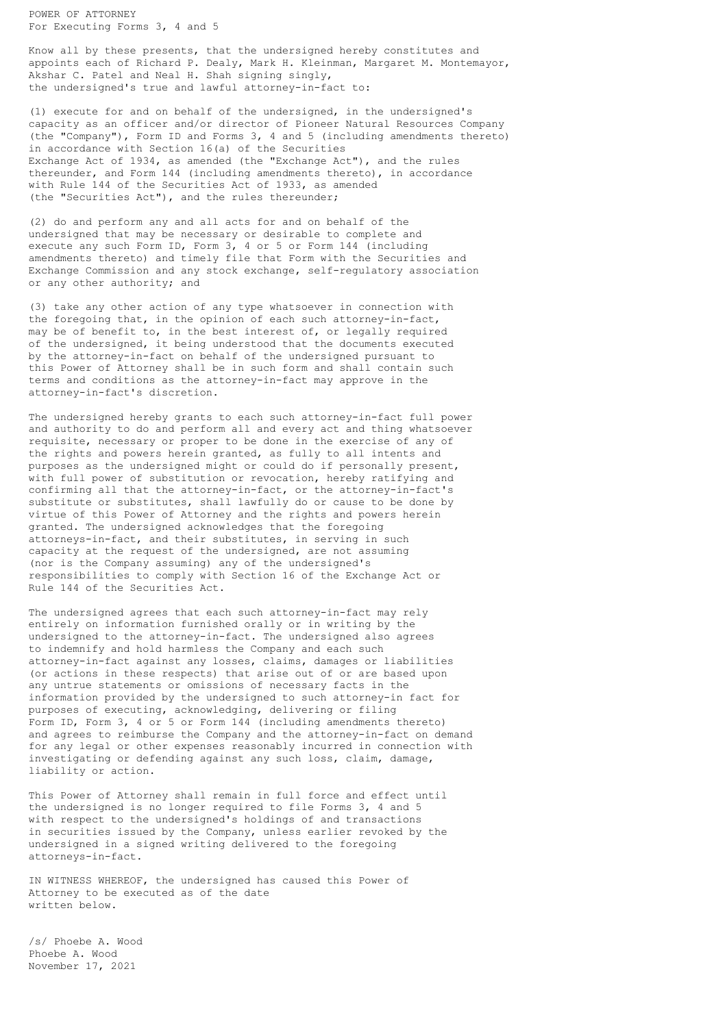POWER OF ATTORNEY
For Executing Forms 3, 4 and 5

Know all by these presents, that the undersigned hereby constitutes and appoints each of Richard P. Dealy, Mark H. Kleinman, Margaret M. Montemayor, Akshar C. Patel and Neal H. Shah signing singly, the undersigned's true and lawful attorney-in-fact to:

(1) execute for and on behalf of the undersigned, in the undersigned's capacity as an officer and/or director of Pioneer Natural Resources Company (the "Company"), Form ID and Forms 3, 4 and 5 (including amendments thereto) in accordance with Section 16(a) of the Securities Exchange Act of 1934, as amended (the "Exchange Act"), and the rules thereunder, and Form 144 (including amendments thereto), in accordance with Rule 144 of the Securities Act of 1933, as amended (the "Securities Act"), and the rules thereunder;

(2) do and perform any and all acts for and on behalf of the undersigned that may be necessary or desirable to complete and execute any such Form ID, Form 3, 4 or 5 or Form 144 (including amendments thereto) and timely file that Form with the Securities and Exchange Commission and any stock exchange, self-regulatory association or any other authority; and

(3) take any other action of any type whatsoever in connection with the foregoing that, in the opinion of each such attorney-in-fact, may be of benefit to, in the best interest of, or legally required of the undersigned, it being understood that the documents executed by the attorney-in-fact on behalf of the undersigned pursuant to this Power of Attorney shall be in such form and shall contain such terms and conditions as the attorney-in-fact may approve in the attorney-in-fact's discretion.

The undersigned hereby grants to each such attorney-in-fact full power and authority to do and perform all and every act and thing whatsoever requisite, necessary or proper to be done in the exercise of any of the rights and powers herein granted, as fully to all intents and purposes as the undersigned might or could do if personally present, with full power of substitution or revocation, hereby ratifying and confirming all that the attorney-in-fact, or the attorney-in-fact's substitute or substitutes, shall lawfully do or cause to be done by virtue of this Power of Attorney and the rights and powers herein granted. The undersigned acknowledges that the foregoing attorneys-in-fact, and their substitutes, in serving in such capacity at the request of the undersigned, are not assuming (nor is the Company assuming) any of the undersigned's responsibilities to comply with Section 16 of the Exchange Act or Rule 144 of the Securities Act.

The undersigned agrees that each such attorney-in-fact may rely entirely on information furnished orally or in writing by the undersigned to the attorney-in-fact. The undersigned also agrees to indemnify and hold harmless the Company and each such attorney-in-fact against any losses, claims, damages or liabilities (or actions in these respects) that arise out of or are based upon any untrue statements or omissions of necessary facts in the information provided by the undersigned to such attorney-in fact for purposes of executing, acknowledging, delivering or filing Form ID, Form 3, 4 or 5 or Form 144 (including amendments thereto) and agrees to reimburse the Company and the attorney-in-fact on demand for any legal or other expenses reasonably incurred in connection with investigating or defending against any such loss, claim, damage, liability or action.

This Power of Attorney shall remain in full force and effect until the undersigned is no longer required to file Forms 3, 4 and 5 with respect to the undersigned's holdings of and transactions in securities issued by the Company, unless earlier revoked by the undersigned in a signed writing delivered to the foregoing attorneys-in-fact.

IN WITNESS WHEREOF, the undersigned has caused this Power of Attorney to be executed as of the date written below.

/s/ Phoebe A. Wood
Phoebe A. Wood
November 17, 2021